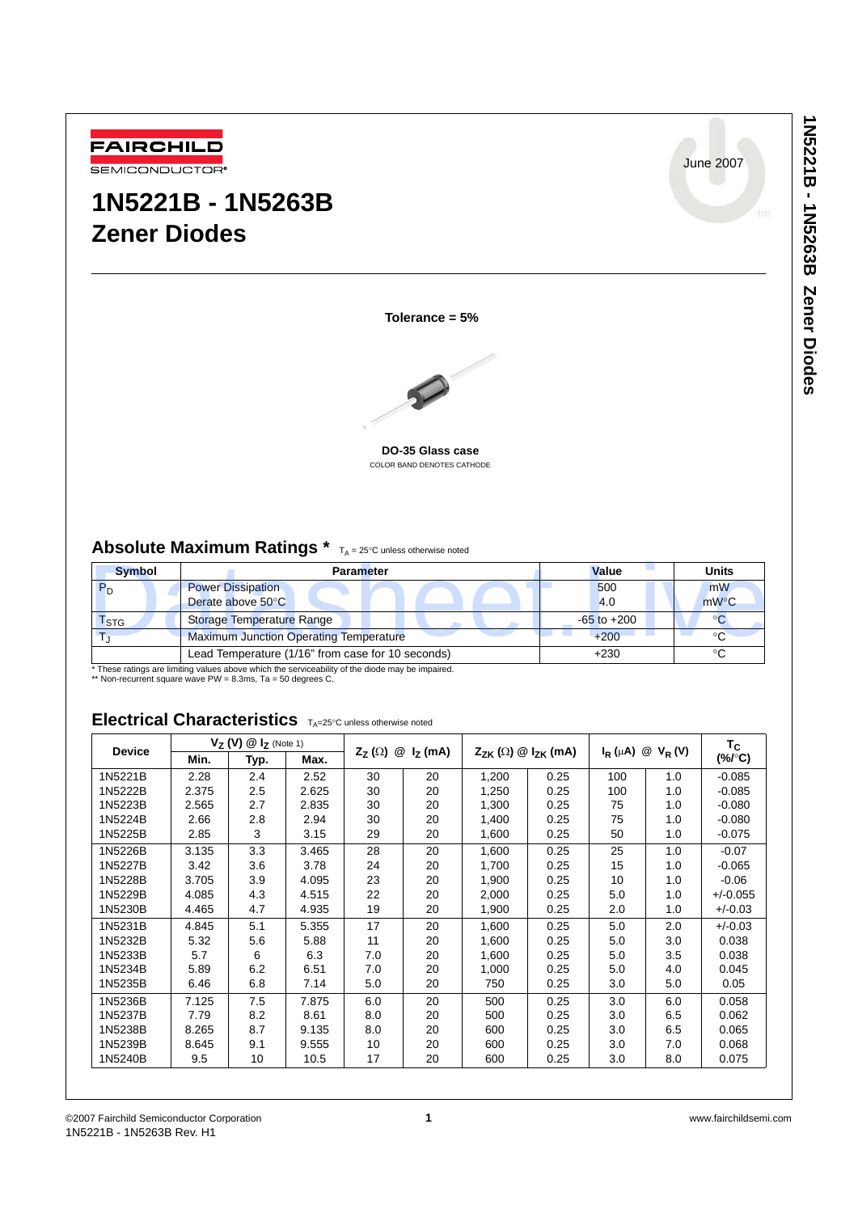FAIRCHILD SEMICONDUCTOR®

June 2007

# 1N5221B - 1N5263B Zener Diodes

**Tolerance = 5%**

**DO-35 Glass case**

COLOR BAND DENOTES CATHODE

## Absolute Maximum Ratings * $T_A$ = 25°C unless otherwise noted

| Symbol | Parameter | Value | Units |
|---|---|---|---|
| $P_D$ | Power Dissipation<br>Derate above 50°C | 500<br>4.0 | mW<br>mW°C |
| $T_{STG}$ | Storage Temperature Range | -65 to +200 | °C |
| $T_J$ | Maximum Junction Operating Temperature | +200 | °C |
| | Lead Temperature (1/16" from case for 10 seconds) | +230 | °C |

* These ratings are limiting values above which the serviceability of the diode may be impaired.
** Non-recurrent square wave PW = 8.3ms, Ta = 50 degrees C.

## Electrical Characteristics $T_A$=25°C unless otherwise noted

| Device | $V_Z$ (V) @ $I_Z$ (Note 1) | | | $Z_Z$ (Ω) @ $I_Z$ (mA) | | $Z_{ZK}$ (Ω) @ $I_{ZK}$ (mA) | | $I_R$ (μA) @ $V_R$ (V) | | $T_C$ (%/°C) |
|---|---|---|---|---|---|---|---|---|---|---|
| | Min. | Typ. | Max. | | | | | | | |
| 1N5221B | 2.28 | 2.4 | 2.52 | 30 | 20 | 1,200 | 0.25 | 100 | 1.0 | -0.085 |
| 1N5222B | 2.375 | 2.5 | 2.625 | 30 | 20 | 1,250 | 0.25 | 100 | 1.0 | -0.085 |
| 1N5223B | 2.565 | 2.7 | 2.835 | 30 | 20 | 1,300 | 0.25 | 75 | 1.0 | -0.080 |
| 1N5224B | 2.66 | 2.8 | 2.94 | 30 | 20 | 1,400 | 0.25 | 75 | 1.0 | -0.080 |
| 1N5225B | 2.85 | 3 | 3.15 | 29 | 20 | 1,600 | 0.25 | 50 | 1.0 | -0.075 |
| 1N5226B | 3.135 | 3.3 | 3.465 | 28 | 20 | 1,600 | 0.25 | 25 | 1.0 | -0.07 |
| 1N5227B | 3.42 | 3.6 | 3.78 | 24 | 20 | 1,700 | 0.25 | 15 | 1.0 | -0.065 |
| 1N5228B | 3.705 | 3.9 | 4.095 | 23 | 20 | 1,900 | 0.25 | 10 | 1.0 | -0.06 |
| 1N5229B | 4.085 | 4.3 | 4.515 | 22 | 20 | 2,000 | 0.25 | 5.0 | 1.0 | +/-0.055 |
| 1N5230B | 4.465 | 4.7 | 4.935 | 19 | 20 | 1,900 | 0.25 | 2.0 | 1.0 | +/-0.03 |
| 1N5231B | 4.845 | 5.1 | 5.355 | 17 | 20 | 1,600 | 0.25 | 5.0 | 2.0 | +/-0.03 |
| 1N5232B | 5.32 | 5.6 | 5.88 | 11 | 20 | 1,600 | 0.25 | 5.0 | 3.0 | 0.038 |
| 1N5233B | 5.7 | 6 | 6.3 | 7.0 | 20 | 1,600 | 0.25 | 5.0 | 3.5 | 0.038 |
| 1N5234B | 5.89 | 6.2 | 6.51 | 7.0 | 20 | 1,000 | 0.25 | 5.0 | 4.0 | 0.045 |
| 1N5235B | 6.46 | 6.8 | 7.14 | 5.0 | 20 | 750 | 0.25 | 3.0 | 5.0 | 0.05 |
| 1N5236B | 7.125 | 7.5 | 7.875 | 6.0 | 20 | 500 | 0.25 | 3.0 | 6.0 | 0.058 |
| 1N5237B | 7.79 | 8.2 | 8.61 | 8.0 | 20 | 500 | 0.25 | 3.0 | 6.5 | 0.062 |
| 1N5238B | 8.265 | 8.7 | 9.135 | 8.0 | 20 | 600 | 0.25 | 3.0 | 6.5 | 0.065 |
| 1N5239B | 8.645 | 9.1 | 9.555 | 10 | 20 | 600 | 0.25 | 3.0 | 7.0 | 0.068 |
| 1N5240B | 9.5 | 10 | 10.5 | 17 | 20 | 600 | 0.25 | 3.0 | 8.0 | 0.075 |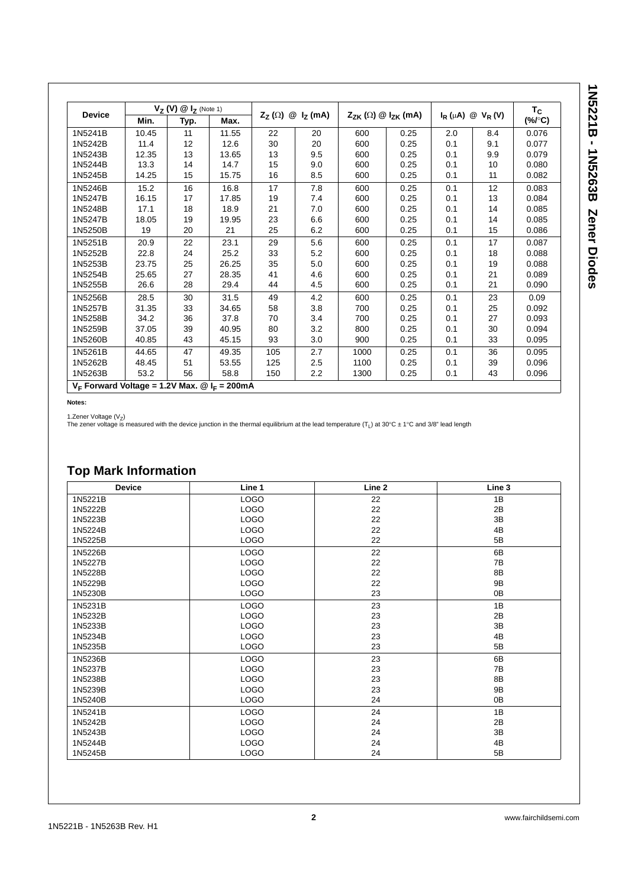| Device | $V_Z$ (V) @ $I_Z$ (Note 1) | | | $Z_Z$ (Ω) @ $I_Z$ (mA) | | $Z_{ZK}$ (Ω) @ $I_{ZK}$ (mA) | | $I_R$ (μA) @ $V_R$ (V) | | $T_C$ (%/°C) |
|---|---|---|---|---|---|---|---|---|---|---|
| | Min. | Typ. | Max. | | | | | | | |
| 1N5241B | 10.45 | 11 | 11.55 | 22 | 20 | 600 | 0.25 | 2.0 | 8.4 | 0.076 |
| 1N5242B | 11.4 | 12 | 12.6 | 30 | 20 | 600 | 0.25 | 0.1 | 9.1 | 0.077 |
| 1N5243B | 12.35 | 13 | 13.65 | 13 | 9.5 | 600 | 0.25 | 0.1 | 9.9 | 0.079 |
| 1N5244B | 13.3 | 14 | 14.7 | 15 | 9.0 | 600 | 0.25 | 0.1 | 10 | 0.080 |
| 1N5245B | 14.25 | 15 | 15.75 | 16 | 8.5 | 600 | 0.25 | 0.1 | 11 | 0.082 |
| 1N5246B | 15.2 | 16 | 16.8 | 17 | 7.8 | 600 | 0.25 | 0.1 | 12 | 0.083 |
| 1N5247B | 16.15 | 17 | 17.85 | 19 | 7.4 | 600 | 0.25 | 0.1 | 13 | 0.084 |
| 1N5248B | 17.1 | 18 | 18.9 | 21 | 7.0 | 600 | 0.25 | 0.1 | 14 | 0.085 |
| 1N5247B | 18.05 | 19 | 19.95 | 23 | 6.6 | 600 | 0.25 | 0.1 | 14 | 0.085 |
| 1N5250B | 19 | 20 | 21 | 25 | 6.2 | 600 | 0.25 | 0.1 | 15 | 0.086 |
| 1N5251B | 20.9 | 22 | 23.1 | 29 | 5.6 | 600 | 0.25 | 0.1 | 17 | 0.087 |
| 1N5252B | 22.8 | 24 | 25.2 | 33 | 5.2 | 600 | 0.25 | 0.1 | 18 | 0.088 |
| 1N5253B | 23.75 | 25 | 26.25 | 35 | 5.0 | 600 | 0.25 | 0.1 | 19 | 0.088 |
| 1N5254B | 25.65 | 27 | 28.35 | 41 | 4.6 | 600 | 0.25 | 0.1 | 21 | 0.089 |
| 1N5255B | 26.6 | 28 | 29.4 | 44 | 4.5 | 600 | 0.25 | 0.1 | 21 | 0.090 |
| 1N5256B | 28.5 | 30 | 31.5 | 49 | 4.2 | 600 | 0.25 | 0.1 | 23 | 0.09 |
| 1N5257B | 31.35 | 33 | 34.65 | 58 | 3.8 | 700 | 0.25 | 0.1 | 25 | 0.092 |
| 1N5258B | 34.2 | 36 | 37.8 | 70 | 3.4 | 700 | 0.25 | 0.1 | 27 | 0.093 |
| 1N5259B | 37.05 | 39 | 40.95 | 80 | 3.2 | 800 | 0.25 | 0.1 | 30 | 0.094 |
| 1N5260B | 40.85 | 43 | 45.15 | 93 | 3.0 | 900 | 0.25 | 0.1 | 33 | 0.095 |
| 1N5261B | 44.65 | 47 | 49.35 | 105 | 2.7 | 1000 | 0.25 | 0.1 | 36 | 0.095 |
| 1N5262B | 48.45 | 51 | 53.55 | 125 | 2.5 | 1100 | 0.25 | 0.1 | 39 | 0.096 |
| 1N5263B | 53.2 | 56 | 58.8 | 150 | 2.2 | 1300 | 0.25 | 0.1 | 43 | 0.096 |

**$V_F$ Forward Voltage = 1.2V Max. @ $I_F$ = 200mA**

**Notes:**

1.Zener Voltage ($V_Z$)
The zener voltage is measured with the device junction in the thermal equilibrium at the lead temperature ($T_L$) at 30°C ± 1°C and 3/8" lead length

## Top Mark Information

| Device | Line 1 | Line 2 | Line 3 |
|---|---|---|---|
| 1N5221B | LOGO | 22 | 1B |
| 1N5222B | LOGO | 22 | 2B |
| 1N5223B | LOGO | 22 | 3B |
| 1N5224B | LOGO | 22 | 4B |
| 1N5225B | LOGO | 22 | 5B |
| 1N5226B | LOGO | 22 | 6B |
| 1N5227B | LOGO | 22 | 7B |
| 1N5228B | LOGO | 22 | 8B |
| 1N5229B | LOGO | 22 | 9B |
| 1N5230B | LOGO | 23 | 0B |
| 1N5231B | LOGO | 23 | 1B |
| 1N5232B | LOGO | 23 | 2B |
| 1N5233B | LOGO | 23 | 3B |
| 1N5234B | LOGO | 23 | 4B |
| 1N5235B | LOGO | 23 | 5B |
| 1N5236B | LOGO | 23 | 6B |
| 1N5237B | LOGO | 23 | 7B |
| 1N5238B | LOGO | 23 | 8B |
| 1N5239B | LOGO | 23 | 9B |
| 1N5240B | LOGO | 24 | 0B |
| 1N5241B | LOGO | 24 | 1B |
| 1N5242B | LOGO | 24 | 2B |
| 1N5243B | LOGO | 24 | 3B |
| 1N5244B | LOGO | 24 | 4B |
| 1N5245B | LOGO | 24 | 5B |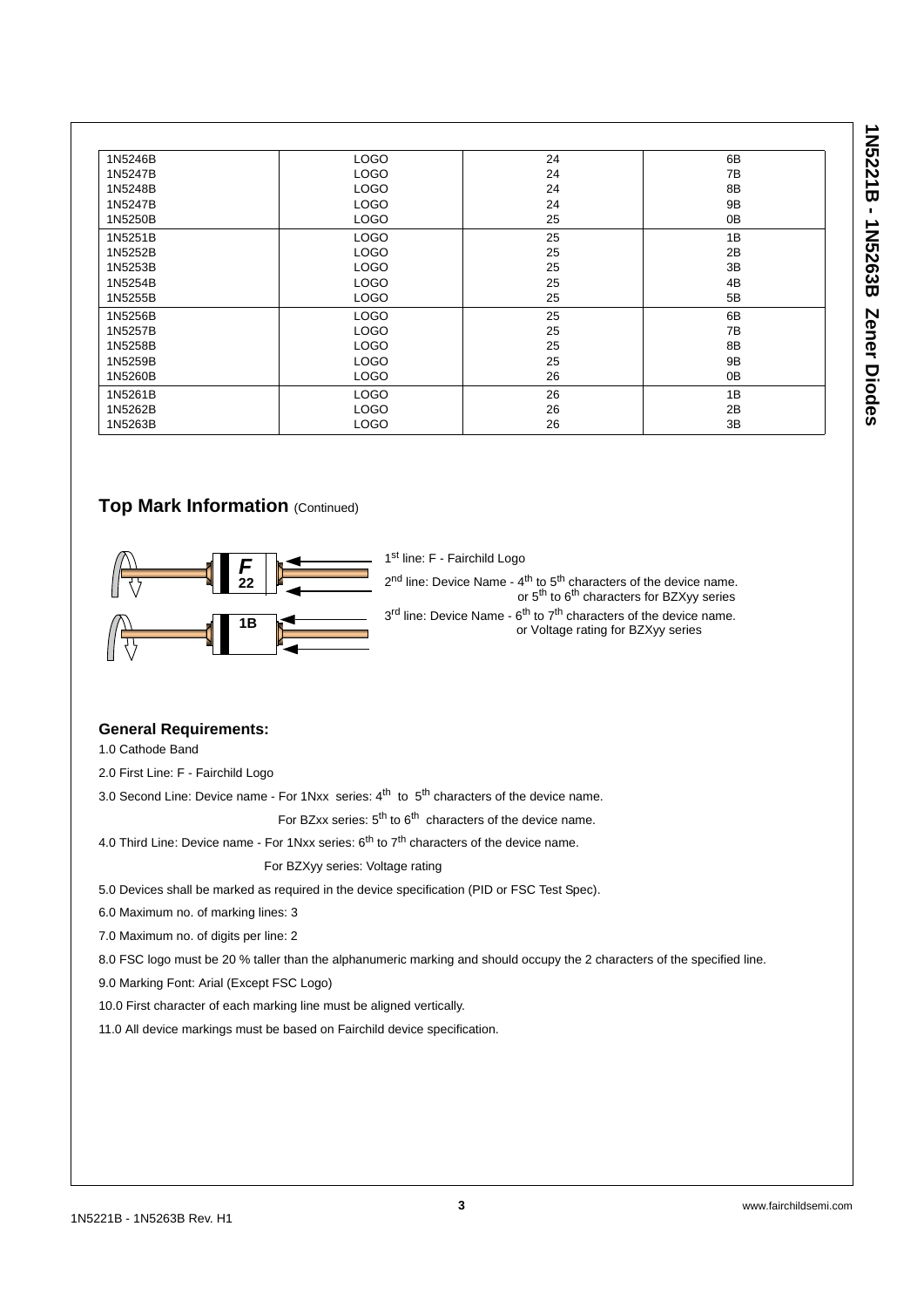| | | | |
|---|---|---|---|
| 1N5246B | LOGO | 24 | 6B |
| 1N5247B | LOGO | 24 | 7B |
| 1N5248B | LOGO | 24 | 8B |
| 1N5247B | LOGO | 24 | 9B |
| 1N5250B | LOGO | 25 | 0B |
| 1N5251B | LOGO | 25 | 1B |
| 1N5252B | LOGO | 25 | 2B |
| 1N5253B | LOGO | 25 | 3B |
| 1N5254B | LOGO | 25 | 4B |
| 1N5255B | LOGO | 25 | 5B |
| 1N5256B | LOGO | 25 | 6B |
| 1N5257B | LOGO | 25 | 7B |
| 1N5258B | LOGO | 25 | 8B |
| 1N5259B | LOGO | 25 | 9B |
| 1N5260B | LOGO | 26 | 0B |
| 1N5261B | LOGO | 26 | 1B |
| 1N5262B | LOGO | 26 | 2B |
| 1N5263B | LOGO | 26 | 3B |

## Top Mark Information (Continued)

*F*
22
1B

1st line: F - Fairchild Logo

2nd line: Device Name - 4th to 5th characters of the device name. or 5th to 6th characters for BZXyy series

3rd line: Device Name - 6th to 7th characters of the device name. or Voltage rating for BZXyy series

### General Requirements:

1.0 Cathode Band

2.0 First Line: F - Fairchild Logo

3.0 Second Line: Device name - For 1Nxx series: 4th to 5th characters of the device name.

For BZxx series: 5th to 6th characters of the device name.

4.0 Third Line: Device name - For 1Nxx series: 6th to 7th characters of the device name.

For BZXyy series: Voltage rating

5.0 Devices shall be marked as required in the device specification (PID or FSC Test Spec).

6.0 Maximum no. of marking lines: 3

7.0 Maximum no. of digits per line: 2

8.0 FSC logo must be 20 % taller than the alphanumeric marking and should occupy the 2 characters of the specified line.

9.0 Marking Font: Arial (Except FSC Logo)

10.0 First character of each marking line must be aligned vertically.

11.0 All device markings must be based on Fairchild device specification.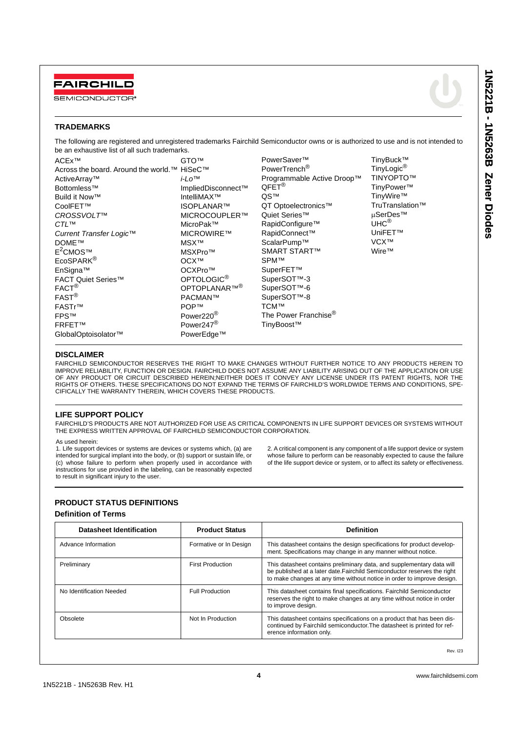## TRADEMARKS

The following are registered and unregistered trademarks Fairchild Semiconductor owns or is authorized to use and is not intended to be an exhaustive list of all such trademarks.

ACEx™
Across the board. Around the world.™
ActiveArray™
Bottomless™
Build it Now™
CoolFET™
*CROSSVOLT*™
*CTL*™
*Current Transfer Logic*™
DOME™
$E^2$CMOS™
EcoSPARK®
EnSigna™
FACT Quiet Series™
FACT®
FAST®
FASTr™
FPS™
FRFET™
GlobalOptoisolator™
GTO™
HiSeC™
*i-Lo*™
ImpliedDisconnect™
IntelliMAX™
ISOPLANAR™
MICROCOUPLER™
MicroPak™
MICROWIRE™
MSX™
MSXPro™
OCX™
OCXPro™
OPTOLOGIC®
OPTOPLANAR™®
PACMAN™
POP™
Power220®
Power247®
PowerEdge™
PowerSaver™
PowerTrench®
Programmable Active Droop™
QFET®
QS™
QT Optoelectronics™
Quiet Series™
RapidConfigure™
RapidConnect™
ScalarPump™
SMART START™
SPM™
SuperFET™
SuperSOT™-3
SuperSOT™-6
SuperSOT™-8
TCM™
The Power Franchise®
TinyBoost™
TinyBuck™
TinyLogic®
TINYOPTO™
TinyPower™
TinyWire™
TruTranslation™
µSerDes™
UHC®
UniFET™
VCX™
Wire™

## DISCLAIMER

FAIRCHILD SEMICONDUCTOR RESERVES THE RIGHT TO MAKE CHANGES WITHOUT FURTHER NOTICE TO ANY PRODUCTS HEREIN TO IMPROVE RELIABILITY, FUNCTION OR DESIGN. FAIRCHILD DOES NOT ASSUME ANY LIABILITY ARISING OUT OF THE APPLICATION OR USE OF ANY PRODUCT OR CIRCUIT DESCRIBED HEREIN;NEITHER DOES IT CONVEY ANY LICENSE UNDER ITS PATENT RIGHTS, NOR THE RIGHTS OF OTHERS. THESE SPECIFICATIONS DO NOT EXPAND THE TERMS OF FAIRCHILD'S WORLDWIDE TERMS AND CONDITIONS, SPECIFICALLY THE WARRANTY THEREIN, WHICH COVERS THESE PRODUCTS.

## LIFE SUPPORT POLICY

FAIRCHILD'S PRODUCTS ARE NOT AUTHORIZED FOR USE AS CRITICAL COMPONENTS IN LIFE SUPPORT DEVICES OR SYSTEMS WITHOUT THE EXPRESS WRITTEN APPROVAL OF FAIRCHILD SEMICONDUCTOR CORPORATION.

As used herein:

1. Life support devices or systems are devices or systems which, (a) are intended for surgical implant into the body, or (b) support or sustain life, or (c) whose failure to perform when properly used in accordance with instructions for use provided in the labeling, can be reasonably expected to result in significant injury to the user.

2. A critical component is any component of a life support device or system whose failure to perform can be reasonably expected to cause the failure of the life support device or system, or to affect its safety or effectiveness.

## PRODUCT STATUS DEFINITIONS

### Definition of Terms

| Datasheet Identification | Product Status | Definition |
|---|---|---|
| Advance Information | Formative or In Design | This datasheet contains the design specifications for product development. Specifications may change in any manner without notice. |
| Preliminary | First Production | This datasheet contains preliminary data, and supplementary data will be published at a later date.Fairchild Semiconductor reserves the right to make changes at any time without notice in order to improve design. |
| No Identification Needed | Full Production | This datasheet contains final specifications. Fairchild Semiconductor reserves the right to make changes at any time without notice in order to improve design. |
| Obsolete | Not In Production | This datasheet contains specifications on a product that has been discontinued by Fairchild semiconductor.The datasheet is printed for reference information only. |

Rev. I23